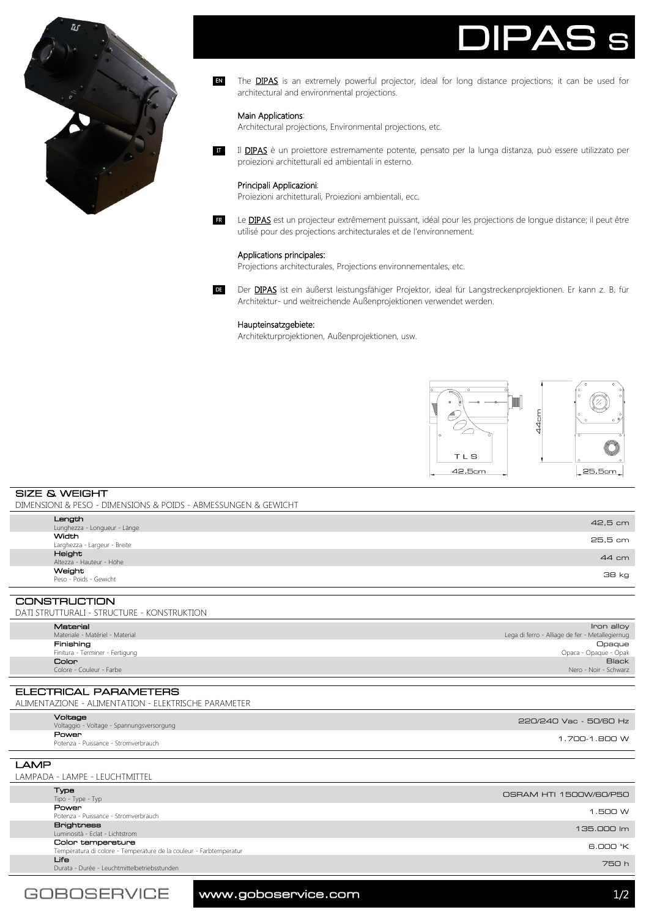# DIPAS S

**EN** The **DIPAS** is an extremely powerful projector, ideal for long distance projections; it can be used for architectural and environmental projections.

Main Applications:
Architectural projections, Environmental projections, etc.

**IT** Il **DIPAS** è un proiettore estremamente potente, pensato per la lunga distanza, può essere utilizzato per proiezioni architetturali ed ambientali in esterno.

Principali Applicazioni:
Proiezioni architetturali, Proiezioni ambientali, ecc.

**FR** Le **DIPAS** est un projecteur extrêmement puissant, idéal pour les projections de longue distance; il peut être utilisé pour des projections architecturales et de l'environnement.

Applications principales:
Projections architecturales, Projections environnementales, etc.

**DE** Der **DIPAS** ist ein äußerst leistungsfähiger Projektor, ideal für Langstreckenprojektionen. Er kann z. B. für Architektur- und weitreichende Außenprojektionen verwendet werden.

Haupteinsatzgebiete:
Architekturprojektionen, Außenprojektionen, usw.

44cm
TLS
42.5cm
25.5cm

## SIZE & WEIGHT
DIMENSIONI & PESO - DIMENSIONS & POIDS - ABMESSUNGEN & GEWICHT

| | |
|---|---|
| **Length**<br>Lunghezza - Longueur - Länge | 42,5 cm |
| **Width**<br>Larghezza - Largeur - Breite | 25,5 cm |
| **Height**<br>Altezza - Hauteur - Höhe | 44 cm |
| **Weight**<br>Peso - Poids - Gewicht | 38 kg |

## CONSTRUCTION
DATI STRUTTURALI - STRUCTURE - KONSTRUKTION

| | |
|---|---|
| **Material**<br>Materiale - Matériel - Material | Iron alloy<br>Lega di ferro - Alliage de fer - Metallegiernug |
| **Finishing**<br>Finitura - Terminer - Fertigung | Opaque<br>Opaca - Opaque - Opak |
| **Color**<br>Colore - Couleur - Farbe | Black<br>Nero - Noir - Schwarz |

## ELECTRICAL PARAMETERS
ALIMENTAZIONE - ALIMENTATION - ELEKTRISCHE PARAMETER

| | |
|---|---|
| **Voltage**<br>Voltaggio - Voltage - Spannungsversorgung | 220/240 Vac - 50/60 Hz |
| **Power**<br>Potenza - Puissance - Stromverbrauch | 1.700-1.800 W |

## LAMP
LAMPADA - LAMPE - LEUCHTMITTEL

| | |
|---|---|
| **Type**<br>Tipo - Type - Typ | OSRAM HTI 1500W/60/P50 |
| **Power**<br>Potenza - Puissance - Stromverbrauch | 1.500 W |
| **Brightness**<br>Luminosità - Eclat - Lichtstrom | 135.000 lm |
| **Color temperature**<br>Temperatura di colore - Temperature de la couleur - Farbtemperatur | 6.000 °K |
| **Life**<br>Durata - Durée - Leuchtmittelbetriebsstunden | 750 h |

GOBOSERVICE www.goboservice.com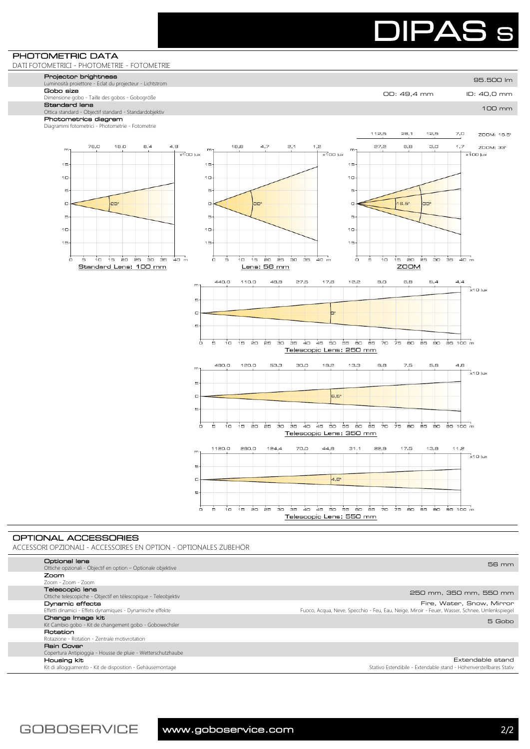# DIPAS S

## PHOTOMETRIC DATA

DATI FOTOMETRICI - PHOTOMETRIE - FOTOMETRIE

| | |
|---|---|
| **Projector brightness**<br>Luminosità proiettore - Eclat du projecteur - Lichtstrom | 95.500 lm |
| **Gobo size**<br>Dimensione gobo - Taille des gobos - Gobogröße | OD: 49,4 mm ID: 40,0 mm |
| **Standard lens**<br>Ottica standard - Objectif standard - Standardobjektiv | 100 mm |
| **Photometrics diagram**<br>Diagrammi fotometrici - Photométrie - Fotometrie | |

Standard Lens: 100 mm
76,0 19,0 8,4 4,8 x100 lux
23°
m 15 10 5 0 5 10 15
0 5 10 15 20 25 30 35 40 m

Lens: 56 mm
18,8 4,7 2,1 1,2 x100 lux
36°
m 15 10 5 0 5 10 15
0 5 10 15 20 25 30 35 40 m

ZOOM
112,5 28,1 12,5 7,0 ZOOM: 16,5°
27,2 6,8 3,0 1,7 ZOOM: 33°
x100 lux
16,5° 33°
m 15 10 5 0 5 10 15
0 5 10 15 20 25 30 35 40 m

Telescopic Lens: 250 mm
440,0 110,0 48,9 27,5 17,6 12,2 9,0 6,9 5,4 4,4 x10 lux
9°
m 5 0 5
0 5 10 15 20 25 30 35 40 45 50 55 60 65 70 75 80 85 90 95 100 m

Telescopic Lens: 350 mm
480,0 120,0 53,3 30,0 19,2 13,3 9,8 7,5 5,9 4,8 x10 lux
6,5°
m 5 0 5
0 5 10 15 20 25 30 35 40 45 50 55 60 65 70 75 80 85 90 95 100 m

Telescopic Lens: 550 mm
1120,0 280,0 124,4 70,0 44,8 31,1 22,9 17,5 13,8 11,2 x10 lux
4,6°
m 5 0 5
0 5 10 15 20 25 30 35 40 45 50 55 60 65 70 75 80 85 90 95 100 m

## OPTIONAL ACCESSORIES

ACCESSORI OPZIONALI - ACCESSOIRES EN OPTION - OPTIONALES ZUBEHÖR

| | |
|---|---|
| **Optional lens**<br>Ottiche opzionali - Objectif en option – Optionale objektive | 56 mm |
| **Zoom**<br>Zoom - Zoom - Zoom | |
| **Telescopic lens**<br>Ottiche telescopiche - Objectif en télescopique - Teleobjektiv | 250 mm, 350 mm, 550 mm |
| **Dynamic effects**<br>Effetti dinamici - Effets dynamiques - Dynamische effekte | Fire, Water, Snow, Mirror<br>Fuoco, Acqua, Neve, Specchio - Feu, Eau, Neige, Miroir - Feuer, Wasser, Schnee, Umlenkspiegel |
| **Change Image kit**<br>Kit Cambio gobo - Kit de changement gobo - Gobowechsler | 5 Gobo |
| **Rotation**<br>Rotazione - Rotation - Zentrale motivrotation | |
| **Rain Cover**<br>Copertura Antipioggia - Housse de pluie - Wetterschutzhaube | |
| **Housing kit**<br>Kit di alloggiamento - Kit de disposition - Gehäusemontage | Extendable stand<br>Stativo Estendibile - Extendable stand - Höhenverstellbares Stativ |

GOBOSERVICE www.goboservice.com